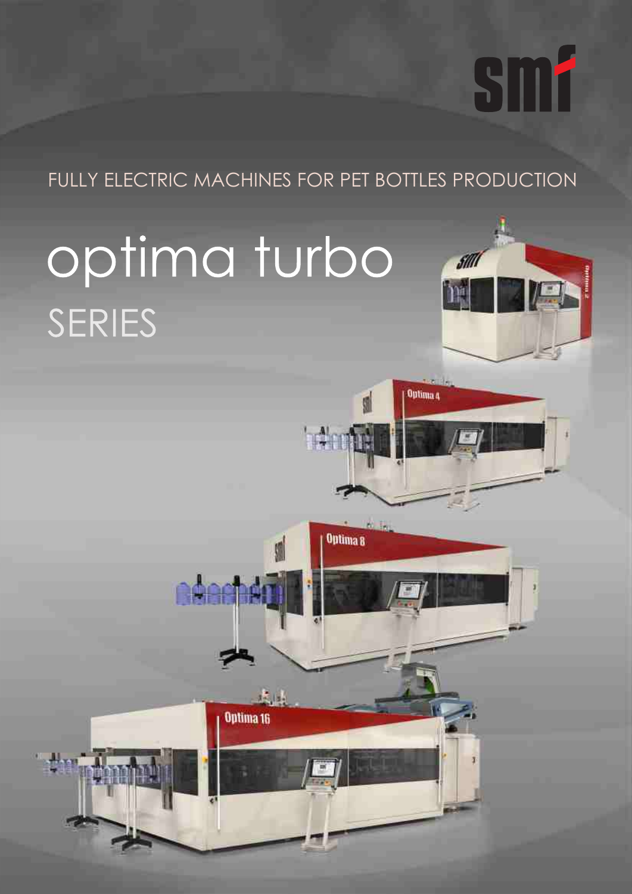smf

FULLY ELECTRIC MACHINES FOR PET BOTTLES PRODUCTION

# optima turbo

## SERIES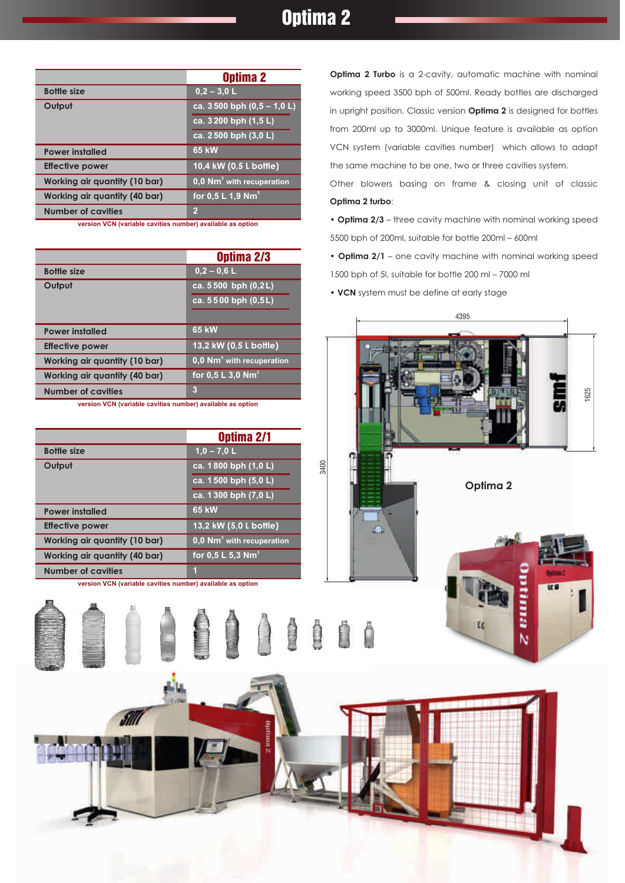# Optima 2

| | Optima 2 |
|---|---|
| Bottle size | 0,2 – 3,0 L |
| Output | ca. 3 500 bph (0,5 – 1,0 L) |
| | ca. 3 200 bph (1,5 L) |
| | ca. 2 500 bph (3,0 L) |
| Power installed | 65 kW |
| Effective power | 10,4 kW (0,5 L bottle) |
| Working air quantity (10 bar) | 0,0 $Nm^3$ with recuperation |
| Working air quantity (40 bar) | for 0,5 L 1,9 $Nm^3$ |
| Number of cavities | 2 |

version VCN (variable cavities number) available as option

| | Optima 2/3 |
|---|---|
| Bottle size | 0,2 – 0,6 L |
| Output | ca. 5 500 bph (0,2 L) |
| | ca. 5 500 bph (0,5 L) |
| Power installed | 65 kW |
| Effective power | 13,2 kW (0,5 L bottle) |
| Working air quantity (10 bar) | 0,0 $Nm^3$ with recuperation |
| Working air quantity (40 bar) | for 0,5 L 3,0 $Nm^3$ |
| Number of cavities | 3 |

version VCN (variable cavities number) available as option

| | Optima 2/1 |
|---|---|
| Bottle size | 1,0 – 7,0 L |
| Output | ca. 1 800 bph (1,0 L) |
| | ca. 1 500 bph (5,0 L) |
| | ca. 1 300 bph (7,0 L) |
| Power installed | 65 kW |
| Effective power | 13,2 kW (5,0 L bottle) |
| Working air quantity (10 bar) | 0,0 $Nm^3$ with recuperation |
| Working air quantity (40 bar) | for 0,5 L 5,3 $Nm^3$ |
| Number of cavities | 1 |

version VCN (variable cavities number) available as option

**Optima 2 Turbo** is a 2-cavity, automatic machine with nominal working speed 3500 bph of 500ml. Ready bottles are discharged in upright position. Classic version **Optima 2** is designed for bottles from 200ml up to 3000ml. Unique feature is available as option VCN system (variable cavities number) which allows to adapt the same machine to be one, two or three cavities system.

Other blowers basing on frame & closing unit of classic **Optima 2 turbo**:

- **Optima 2/3** – three cavity machine with nominal working speed 5500 bph of 200ml, suitable for bottle 200ml – 600ml
- **Optima 2/1** – one cavity machine with nominal working speed 1500 bph of 5l, suitable for bottle 200 ml – 7000 ml
- **VCN** system must be define at early stage

4395

1625

3400

Optima 2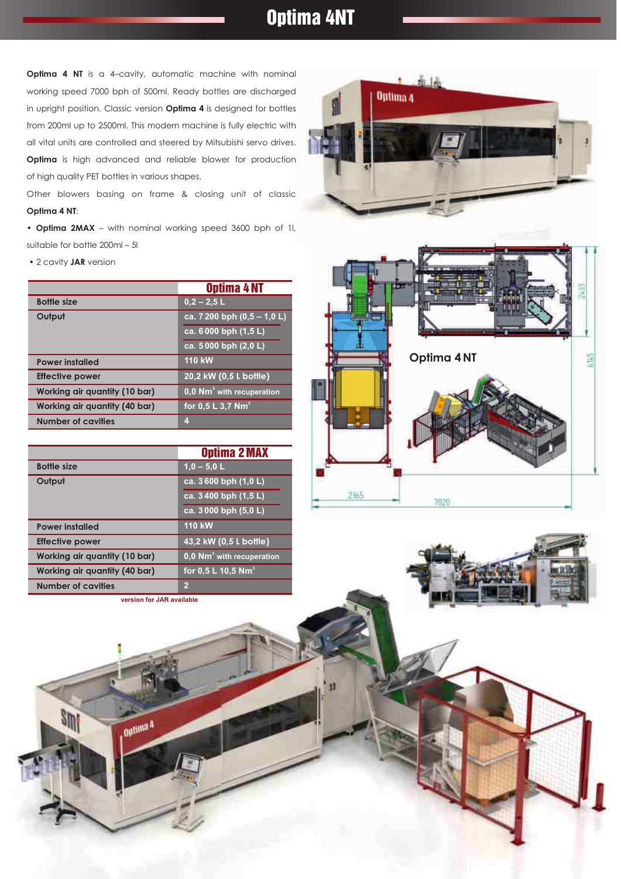# Optima 4NT

**Optima 4 NT** is a 4–cavity, automatic machine with nominal working speed 7000 bph of 500ml. Ready bottles are discharged in upright position. Classic version **Optima 4** is designed for bottles from 200ml up to 2500ml. This modern machine is fully electric with all vital units are controlled and steered by Mitsubishi servo drives. **Optima** is high advanced and reliable blower for production of high quality PET bottles in various shapes.

Other blowers basing on frame & closing unit of classic **Optima 4 NT**:

- **Optima 2MAX** – with nominal working speed 3600 bph of 1l, suitable for bottle 200ml – 5l
- 2 cavity **JAR** version

| | Optima 4 NT |
|---|---|
| Bottle size | 0,2 – 2,5 L |
| Output | ca. 7 200 bph (0,5 – 1,0 L) |
| | ca. 6 000 bph (1,5 L) |
| | ca. 5 000 bph (2,0 L) |
| Power installed | 110 kW |
| Effective power | 20,2 kW (0,5 L bottle) |
| Working air quantity (10 bar) | 0,0 Nm³ with recuperation |
| Working air quantity (40 bar) | for 0,5 L 3,7 Nm³ |
| Number of cavities | 4 |

| | Optima 2 MAX |
|---|---|
| Bottle size | 1,0 – 5,0 L |
| Output | ca. 3 600 bph (1,0 L) |
| | ca. 3 400 bph (1,5 L) |
| | ca. 3 000 bph (5,0 L) |
| Power installed | 110 kW |
| Effective power | 43,2 kW (0,5 L bottle) |
| Working air quantity (10 bar) | 0,0 Nm³ with recuperation |
| Working air quantity (40 bar) | for 0,5 L 10,5 Nm³ |
| Number of cavities | 2 |

version for JAR available

Optima 4 NT

2433

6145

2365

7020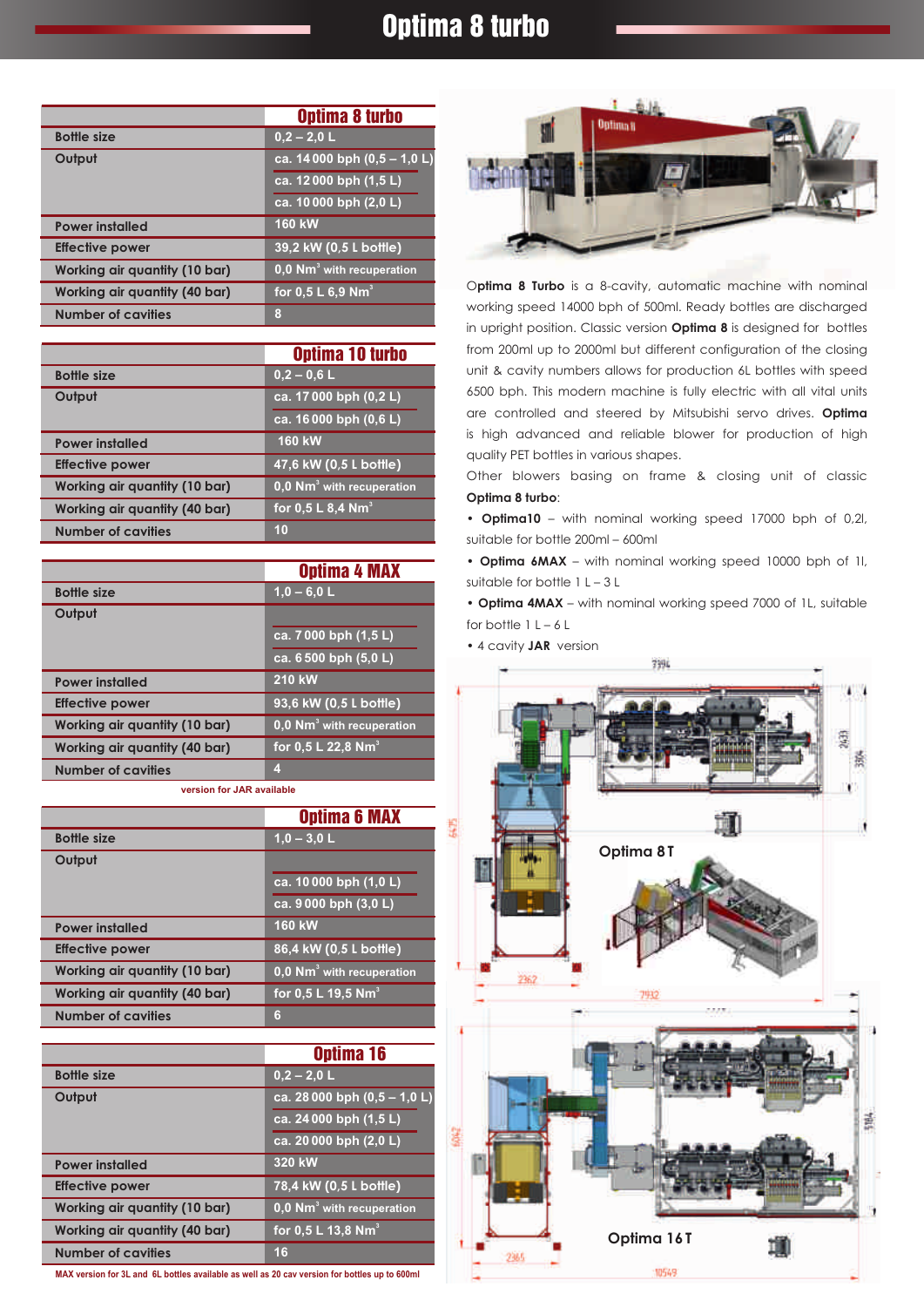# Optima 8 turbo

| | Optima 8 turbo |
|---|---|
| Bottle size | 0,2 – 2,0 L |
| Output | ca. 14 000 bph (0,5 – 1,0 L) |
| | ca. 12 000 bph (1,5 L) |
| | ca. 10 000 bph (2,0 L) |
| Power installed | 160 kW |
| Effective power | 39,2 kW (0,5 L bottle) |
| Working air quantity (10 bar) | 0,0 $Nm^3$ with recuperation |
| Working air quantity (40 bar) | for 0,5 L 6,9 $Nm^3$ |
| Number of cavities | 8 |

| | Optima 10 turbo |
|---|---|
| Bottle size | 0,2 – 0,6 L |
| Output | ca. 17 000 bph (0,2 L) |
| | ca. 16 000 bph (0,6 L) |
| Power installed | 160 kW |
| Effective power | 47,6 kW (0,5 L bottle) |
| Working air quantity (10 bar) | 0,0 $Nm^3$ with recuperation |
| Working air quantity (40 bar) | for 0,5 L 8,4 $Nm^3$ |
| Number of cavities | 10 |

| | Optima 4 MAX |
|---|---|
| Bottle size | 1,0 – 6,0 L |
| Output | |
| | ca. 7 000 bph (1,5 L) |
| | ca. 6 500 bph (5,0 L) |
| Power installed | 210 kW |
| Effective power | 93,6 kW (0,5 L bottle) |
| Working air quantity (10 bar) | 0,0 $Nm^3$ with recuperation |
| Working air quantity (40 bar) | for 0,5 L 22,8 $Nm^3$ |
| Number of cavities | 4 |

version for JAR available

| | Optima 6 MAX |
|---|---|
| Bottle size | 1,0 – 3,0 L |
| Output | |
| | ca. 10 000 bph (1,0 L) |
| | ca. 9 000 bph (3,0 L) |
| Power installed | 160 kW |
| Effective power | 86,4 kW (0,5 L bottle) |
| Working air quantity (10 bar) | 0,0 $Nm^3$ with recuperation |
| Working air quantity (40 bar) | for 0,5 L 19,5 $Nm^3$ |
| Number of cavities | 6 |

| | Optima 16 |
|---|---|
| Bottle size | 0,2 – 2,0 L |
| Output | ca. 28 000 bph (0,5 – 1,0 L) |
| | ca. 24 000 bph (1,5 L) |
| | ca. 20 000 bph (2,0 L) |
| Power installed | 320 kW |
| Effective power | 78,4 kW (0,5 L bottle) |
| Working air quantity (10 bar) | 0,0 $Nm^3$ with recuperation |
| Working air quantity (40 bar) | for 0,5 L 13,8 $Nm^3$ |
| Number of cavities | 16 |

MAX version for 3L and 6L bottles available as well as 20 cav version for bottles up to 600ml

Optima 8 Turbo is a 8-cavity, automatic machine with nominal working speed 14000 bph of 500ml. Ready bottles are discharged in upright position. Classic version **Optima 8** is designed for bottles from 200ml up to 2000ml but different configuration of the closing unit & cavity numbers allows for production 6L bottles with speed 6500 bph. This modern machine is fully electric with all vital units are controlled and steered by Mitsubishi servo drives. **Optima** is high advanced and reliable blower for production of high quality PET bottles in various shapes.

Other blowers basing on frame & closing unit of classic **Optima 8 turbo**:

- **Optima10** – with nominal working speed 17000 bph of 0,2l, suitable for bottle 200ml – 600ml
- **Optima 6MAX** – with nominal working speed 10000 bph of 1l, suitable for bottle 1 L – 3 L
- **Optima 4MAX** – with nominal working speed 7000 of 1L, suitable for bottle 1 L – 6 L
- 4 cavity **JAR** version

7394
2433
3304
6475
Optima 8T
2362
7932

6042
3184
Optima 16T
2365
10549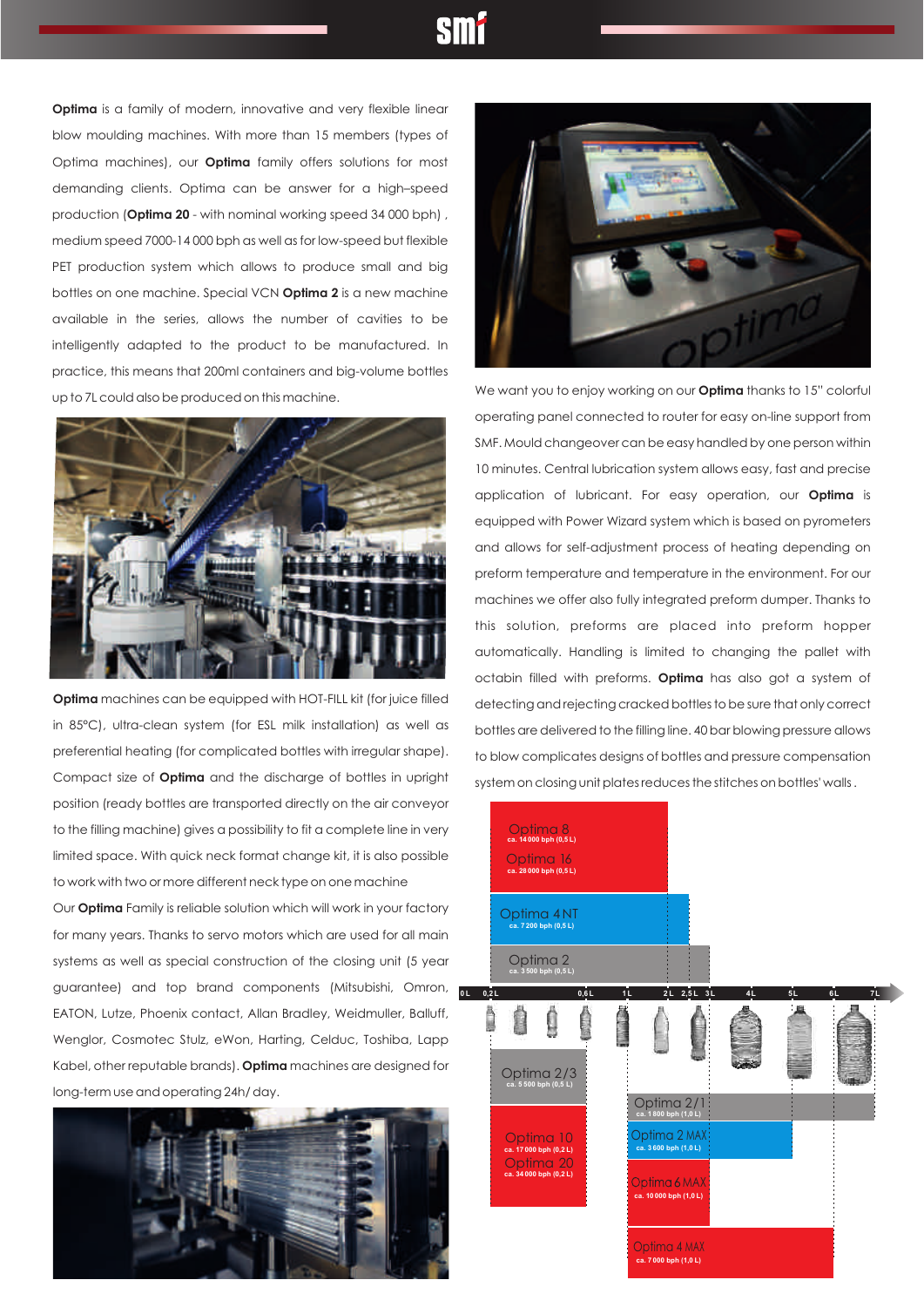**Optima** is a family of modern, innovative and very flexible linear blow moulding machines. With more than 15 members (types of Optima machines), our **Optima** family offers solutions for most demanding clients. Optima can be answer for a high–speed production (**Optima 20** - with nominal working speed 34 000 bph) , medium speed 7000-14 000 bph as well as for low-speed but flexible PET production system which allows to produce small and big bottles on one machine. Special VCN **Optima 2** is a new machine available in the series, allows the number of cavities to be intelligently adapted to the product to be manufactured. In practice, this means that 200ml containers and big-volume bottles up to 7L could also be produced on this machine.

**Optima** machines can be equipped with HOT-FILL kit (for juice filled in 85°C), ultra-clean system (for ESL milk installation) as well as preferential heating (for complicated bottles with irregular shape). Compact size of **Optima** and the discharge of bottles in upright position (ready bottles are transported directly on the air conveyor to the filling machine) gives a possibility to fit a complete line in very limited space. With quick neck format change kit, it is also possible to work with two or more different neck type on one machine

Our **Optima** Family is reliable solution which will work in your factory for many years. Thanks to servo motors which are used for all main systems as well as special construction of the closing unit (5 year guarantee) and top brand components (Mitsubishi, Omron, EATON, Lutze, Phoenix contact, Allan Bradley, Weidmuller, Balluff, Wenglor, Cosmotec Stulz, eWon, Harting, Celduc, Toshiba, Lapp Kabel, other reputable brands). **Optima** machines are designed for long-term use and operating 24h/ day.

We want you to enjoy working on our **Optima** thanks to 15" colorful operating panel connected to router for easy on-line support from SMF. Mould changeover can be easy handled by one person within 10 minutes. Central lubrication system allows easy, fast and precise application of lubricant. For easy operation, our **Optima** is equipped with Power Wizard system which is based on pyrometers and allows for self-adjustment process of heating depending on preform temperature and temperature in the environment. For our machines we offer also fully integrated preform dumper. Thanks to this solution, preforms are placed into preform hopper automatically. Handling is limited to changing the pallet with octabin filled with preforms. **Optima** has also got a system of detecting and rejecting cracked bottles to be sure that only correct bottles are delivered to the filling line. 40 bar blowing pressure allows to blow complicates designs of bottles and pressure compensation system on closing unit plates reduces the stitches on bottles' walls .

Optima 8
ca. 14 000 bph (0,5 L)

Optima 16
ca. 28 000 bph (0,5 L)

Optima 4 NT
ca. 7 200 bph (0,5 L)

Optima 2
ca. 3 500 bph (0,5 L)

0 L 0,2 L 0,6 L 1 L 2 L 2,5 L 3 L 4 L 5 L 6 L 7 L

Optima 2/3
ca. 5 500 bph (0,5 L)

Optima 2/1
ca. 1 800 bph (1,0 L)

Optima 10
ca. 17 000 bph (0,2 L)

Optima 20
ca. 34 000 bph (0,2 L)

Optima 2 MAX
ca. 3 600 bph (1,0 L)

Optima 6 MAX
ca. 10 000 bph (1,0 L)

Optima 4 MAX
ca. 7 000 bph (1,0 L)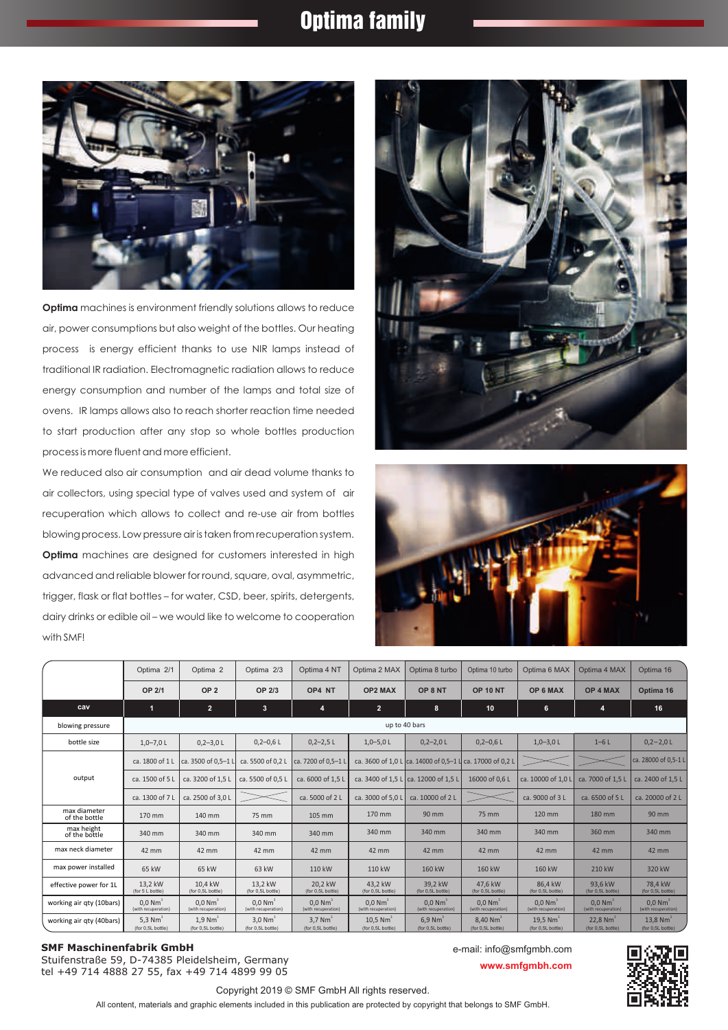# Optima family

**Optima** machines is environment friendly solutions allows to reduce air, power consumptions but also weight of the bottles. Our heating process is energy efficient thanks to use NIR lamps instead of traditional IR radiation. Electromagnetic radiation allows to reduce energy consumption and number of the lamps and total size of ovens. IR lamps allows also to reach shorter reaction time needed to start production after any stop so whole bottles production process is more fluent and more efficient.

We reduced also air consumption and air dead volume thanks to air collectors, using special type of valves used and system of air recuperation which allows to collect and re-use air from bottles blowing process. Low pressure air is taken from recuperation system.

**Optima** machines are designed for customers interested in high advanced and reliable blower for round, square, oval, asymmetric, trigger, flask or flat bottles – for water, CSD, beer, spirits, detergents, dairy drinks or edible oil – we would like to welcome to cooperation with SMF!

| | Optima 2/1 | Optima 2 | Optima 2/3 | Optima 4 NT | Optima 2 MAX | Optima 8 turbo | Optima 10 turbo | Optima 6 MAX | Optima 4 MAX | Optima 16 |
|---|---|---|---|---|---|---|---|---|---|---|
| | **OP 2/1** | **OP 2** | **OP 2/3** | **OP4 NT** | **OP2 MAX** | **OP 8 NT** | **OP 10 NT** | **OP 6 MAX** | **OP 4 MAX** | **Optima 16** |
| **cav** | **1** | **2** | **3** | **4** | **2** | **8** | **10** | **6** | **4** | **16** |
| blowing pressure | up to 40 bars | | | | | | | | | |
| bottle size | 1,0–7,0 L | 0,2–3,0 L | 0,2–0,6 L | 0,2–2,5 L | 1,0–5,0 L | 0,2–2,0 L | 0,2–0,6 L | 1,0–3,0 L | 1–6 L | 0,2–2,0 L |
| output | ca. 1800 of 1 L | ca. 3500 of 0,5–1 L | ca. 5500 of 0,2 L | ca. 7200 of 0,5–1 L | ca. 3600 of 1,0 L | ca. 14000 of 0,5–1 L | ca. 17000 of 0,2 L | | | ca. 28000 of 0,5-1 L |
| | ca. 1500 of 5 L | ca. 3200 of 1,5 L | ca. 5500 of 0,5 L | ca. 6000 of 1,5 L | ca. 3400 of 1,5 L | ca. 12000 of 1,5 L | 16000 of 0,6 L | ca. 10000 of 1,0 L | ca. 7000 of 1,5 L | ca. 2400 of 1,5 L |
| | ca. 1300 of 7 L | ca. 2500 of 3,0 L | | ca. 5000 of 2 L | ca. 3000 of 5,0 L | ca. 10000 of 2 L | | ca. 9000 of 3 L | ca. 6500 of 5 L | ca. 20000 of 2 L |
| max diameter of the bottle | 170 mm | 140 mm | 75 mm | 105 mm | 170 mm | 90 mm | 75 mm | 120 mm | 180 mm | 90 mm |
| max height of the bottle | 340 mm | 340 mm | 340 mm | 340 mm | 340 mm | 340 mm | 340 mm | 340 mm | 360 mm | 340 mm |
| max neck diameter | 42 mm | 42 mm | 42 mm | 42 mm | 42 mm | 42 mm | 42 mm | 42 mm | 42 mm | 42 mm |
| max power installed | 65 kW | 65 kW | 63 kW | 110 kW | 110 kW | 160 kW | 160 kW | 160 kW | 210 kW | 320 kW |
| effective power for 1L | 13,2 kW (for 5 L bottle) | 10,4 kW (for 0,5L bottle) | 13,2 kW (for 0,5L bottle) | 20,2 kW (for 0,5L bottle) | 43,2 kW (for 0,5L bottle) | 39,2 kW (for 0,5L bottle) | 47,6 kW (for 0,5L bottle) | 86,4 kW (for 0,5L bottle) | 93,6 kW (for 0,5L bottle) | 78,4 kW (for 0,5L bottle) |
| working air qty (10bars) | 0,0 $Nm^3$ (with recuperation) | 0,0 $Nm^3$ (with recuperation) | 0,0 $Nm^3$ (with recuperation) | 0,0 $Nm^3$ (with recuperation) | 0,0 $Nm^3$ (with recuperation) | 0,0 $Nm^3$ (with recuperation) | 0,0 $Nm^3$ (with recuperation) | 0,0 $Nm^3$ (with recuperation) | 0,0 $Nm^3$ (with recuperation) | 0,0 $Nm^3$ (with recuperation) |
| working air qty (40bars) | 5,3 $Nm^3$ (for 0,5L bottle) | 1,9 $Nm^3$ (for 0,5L bottle) | 3,0 $Nm^3$ (for 0,5L bottle) | 3,7 $Nm^3$ (for 0,5L bottle) | 10,5 $Nm^3$ (for 0,5L bottle) | 6,9 $Nm^3$ (for 0,5L bottle) | 8,40 $Nm^3$ (for 0,5L bottle) | 19,5 $Nm^3$ (for 0,5L bottle) | 22,8 $Nm^3$ (for 0,5L bottle) | 13,8 $Nm^3$ (for 0,5L bottle) |

**SMF Maschinenfabrik GmbH**
Stuifenstraße 59, D-74385 Pleidelsheim, Germany
tel +49 714 4888 27 55, fax +49 714 4899 99 05

e-mail: info@smfgmbh.com
**www.smfgmbh.com**

Copyright 2019 © SMF GmbH All rights reserved.

All content, materials and graphic elements included in this publication are protected by copyright that belongs to SMF GmbH.